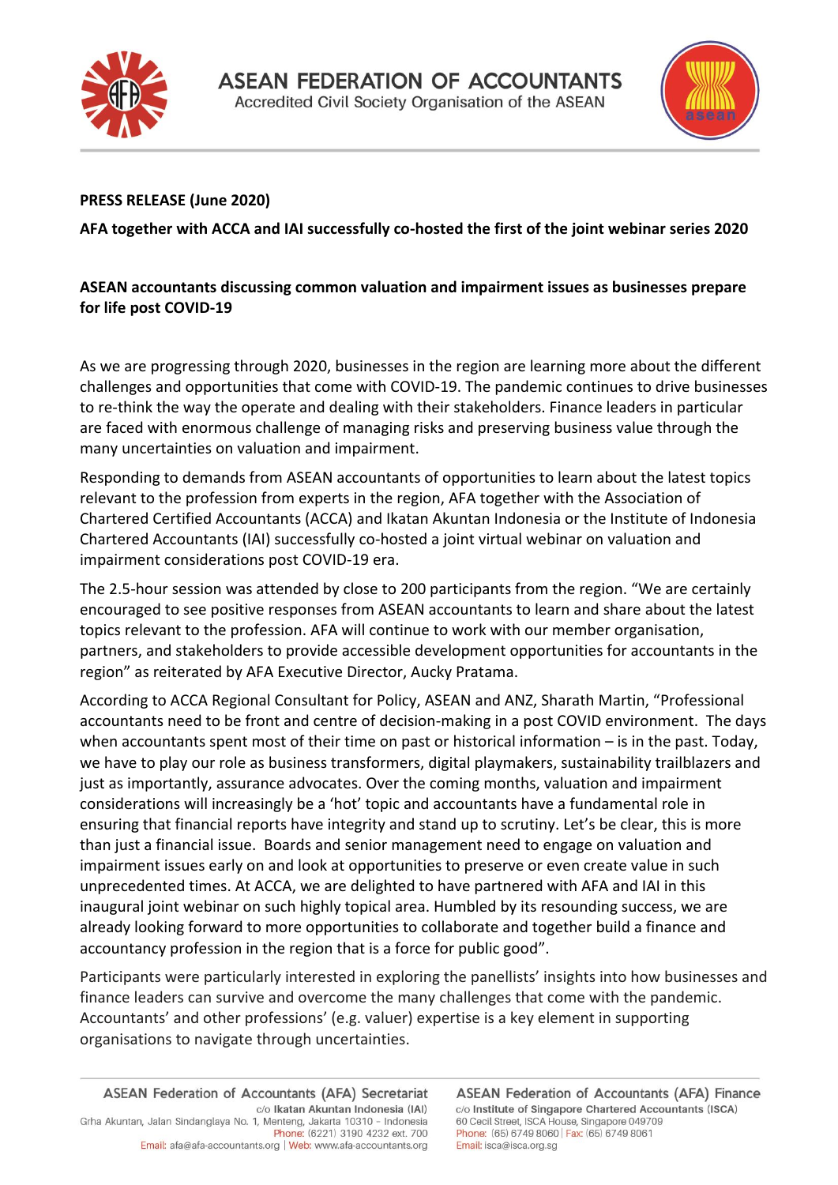ASEAN FEDERATION OF ACCOUNTANTS
Accredited Civil Society Organisation of the ASEAN

**PRESS RELEASE (June 2020)**

**AFA together with ACCA and IAI successfully co-hosted the first of the joint webinar series 2020**

**ASEAN accountants discussing common valuation and impairment issues as businesses prepare for life post COVID-19**

As we are progressing through 2020, businesses in the region are learning more about the different challenges and opportunities that come with COVID-19. The pandemic continues to drive businesses to re-think the way the operate and dealing with their stakeholders. Finance leaders in particular are faced with enormous challenge of managing risks and preserving business value through the many uncertainties on valuation and impairment.

Responding to demands from ASEAN accountants of opportunities to learn about the latest topics relevant to the profession from experts in the region, AFA together with the Association of Chartered Certified Accountants (ACCA) and Ikatan Akuntan Indonesia or the Institute of Indonesia Chartered Accountants (IAI) successfully co-hosted a joint virtual webinar on valuation and impairment considerations post COVID-19 era.

The 2.5-hour session was attended by close to 200 participants from the region. "We are certainly encouraged to see positive responses from ASEAN accountants to learn and share about the latest topics relevant to the profession. AFA will continue to work with our member organisation, partners, and stakeholders to provide accessible development opportunities for accountants in the region" as reiterated by AFA Executive Director, Aucky Pratama.

According to ACCA Regional Consultant for Policy, ASEAN and ANZ, Sharath Martin, "Professional accountants need to be front and centre of decision-making in a post COVID environment. The days when accountants spent most of their time on past or historical information – is in the past. Today, we have to play our role as business transformers, digital playmakers, sustainability trailblazers and just as importantly, assurance advocates. Over the coming months, valuation and impairment considerations will increasingly be a 'hot' topic and accountants have a fundamental role in ensuring that financial reports have integrity and stand up to scrutiny. Let's be clear, this is more than just a financial issue. Boards and senior management need to engage on valuation and impairment issues early on and look at opportunities to preserve or even create value in such unprecedented times. At ACCA, we are delighted to have partnered with AFA and IAI in this inaugural joint webinar on such highly topical area. Humbled by its resounding success, we are already looking forward to more opportunities to collaborate and together build a finance and accountancy profession in the region that is a force for public good".

Participants were particularly interested in exploring the panellists' insights into how businesses and finance leaders can survive and overcome the many challenges that come with the pandemic. Accountants' and other professions' (e.g. valuer) expertise is a key element in supporting organisations to navigate through uncertainties.

ASEAN Federation of Accountants (AFA) Secretariat
c/o Ikatan Akuntan Indonesia (IAI)
Grha Akuntan, Jalan Sindanglaya No. 1, Menteng, Jakarta 10310 – Indonesia
Phone: (6221) 3190 4232 ext. 700
Email: afa@afa-accountants.org | Web: www.afa-accountants.org

ASEAN Federation of Accountants (AFA) Finance
c/o Institute of Singapore Chartered Accountants (ISCA)
60 Cecil Street, ISCA House, Singapore 049709
Phone: (65) 6749 8060 | Fax: (65) 6749 8061
Email: isca@isca.org.sg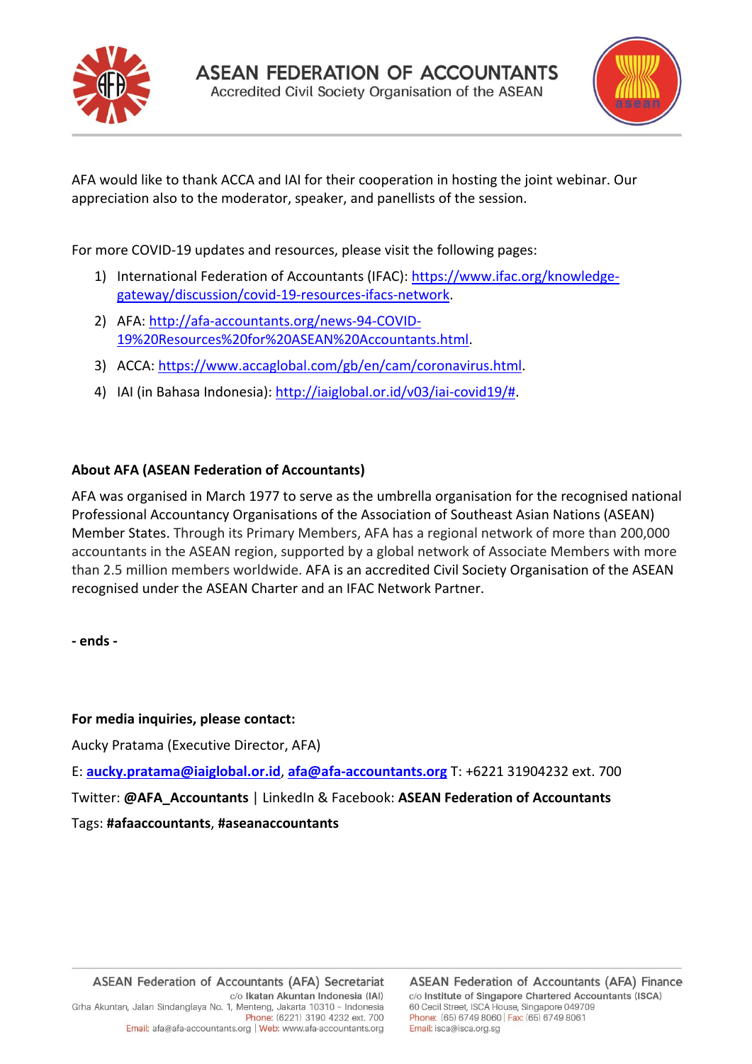AFA would like to thank ACCA and IAI for their cooperation in hosting the joint webinar. Our appreciation also to the moderator, speaker, and panellists of the session.

For more COVID-19 updates and resources, please visit the following pages:

1) International Federation of Accountants (IFAC): https://www.ifac.org/knowledge-gateway/discussion/covid-19-resources-ifacs-network.
2) AFA: http://afa-accountants.org/news-94-COVID-19%20Resources%20for%20ASEAN%20Accountants.html.
3) ACCA: https://www.accaglobal.com/gb/en/cam/coronavirus.html.
4) IAI (in Bahasa Indonesia): http://iaiglobal.or.id/v03/iai-covid19/#.

**About AFA (ASEAN Federation of Accountants)**

AFA was organised in March 1977 to serve as the umbrella organisation for the recognised national Professional Accountancy Organisations of the Association of Southeast Asian Nations (ASEAN) Member States. Through its Primary Members, AFA has a regional network of more than 200,000 accountants in the ASEAN region, supported by a global network of Associate Members with more than 2.5 million members worldwide. AFA is an accredited Civil Society Organisation of the ASEAN recognised under the ASEAN Charter and an IFAC Network Partner.

**- ends -**

**For media inquiries, please contact:**

Aucky Pratama (Executive Director, AFA)

E: **aucky.pratama@iaiglobal.or.id**, **afa@afa-accountants.org** T: +6221 31904232 ext. 700

Twitter: **@AFA_Accountants** | LinkedIn & Facebook: **ASEAN Federation of Accountants**

Tags: **#afaaccountants**, **#aseanaccountants**